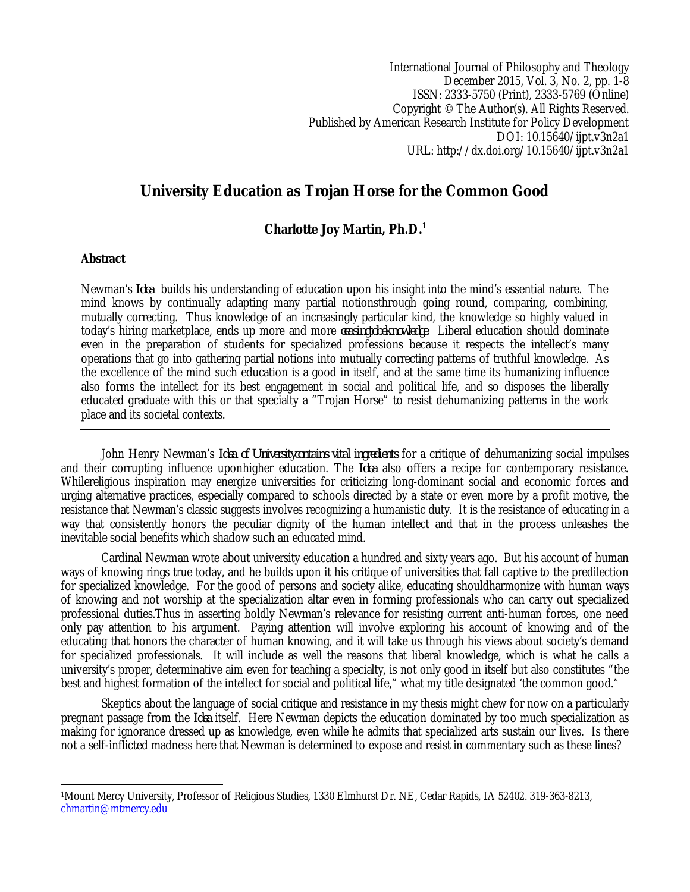# University Education as Trojan Horse for the Common Good

**Charlotte Joy Martin, Ph.D.**[1]

## Abstract

Newman's *Idea* builds his understanding of education upon his insight into the mind's essential nature. The mind knows by continually adapting many partial notionsthrough going round, comparing, combining, mutually correcting. Thus knowledge of an increasingly particular kind, the knowledge so highly valued in today's hiring marketplace, ends up more and more *ceasingtobeknowledge.* Liberal education should dominate even in the preparation of students for specialized professions because it respects the intellect's many operations that go into gathering partial notions into mutually correcting patterns of truthful knowledge. As the excellence of the mind such education is a good in itself, and at the same time its humanizing influence also forms the intellect for its best engagement in social and political life, and so disposes the liberally educated graduate with this or that specialty a "Trojan Horse" to resist dehumanizing patterns in the work place and its societal contexts.

---

John Henry Newman's *Idea of Universitycontains vital ingredients* for a critique of dehumanizing social impulses and their corrupting influence uponhigher education. The *Idea* also offers a recipe for contemporary resistance. Whilereligious inspiration may energize universities for criticizing long-dominant social and economic forces and urging alternative practices, especially compared to schools directed by a state or even more by a profit motive, the resistance that Newman's classic suggests involves recognizing a humanistic duty. It is the resistance of educating in a way that consistently honors the peculiar dignity of the human intellect and that in the process unleashes the inevitable social benefits which shadow such an educated mind.

Cardinal Newman wrote about university education a hundred and sixty years ago. But his account of human ways of knowing rings true today, and he builds upon it his critique of universities that fall captive to the predilection for specialized knowledge. For the good of persons and society alike, educating shouldharmonize with human ways of knowing and not worship at the specialization altar even in forming professionals who can carry out specialized professional duties.Thus in asserting boldly Newman's relevance for resisting current anti-human forces, one need only pay attention to his argument. Paying attention will involve exploring his account of knowing and of the educating that honors the character of human knowing, and it will take us through his views about society's demand for specialized professionals. It will include as well the reasons that liberal knowledge, which is what he calls a university's proper, determinative aim even for teaching a specialty, is not only good in itself but also constitutes "the best and highest formation of the intellect for social and political life," what my title designated 'the common good.'[i]

Skeptics about the language of social critique and resistance in my thesis might chew for now on a particularly pregnant passage from the *Idea* itself. Here Newman depicts the education dominated by too much specialization as making for ignorance dressed up as knowledge, even while he admits that specialized arts sustain our lives. Is there not a self-inflicted madness here that Newman is determined to expose and resist in commentary such as these lines?

---

[1]Mount Mercy University, Professor of Religious Studies, 1330 Elmhurst Dr. NE, Cedar Rapids, IA 52402. 319-363-8213, chmartin@mtmercy.edu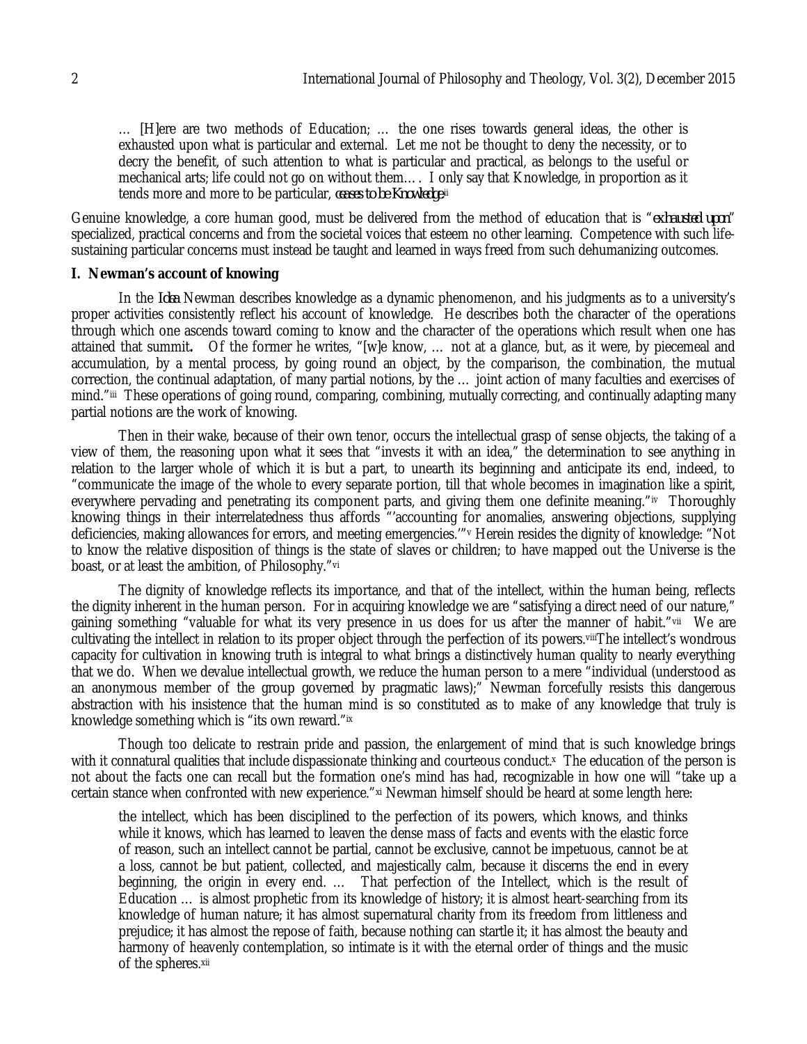… [H]ere are two methods of Education; … the one rises towards general ideas, the other is exhausted upon what is particular and external. Let me not be thought to deny the necessity, or to decry the benefit, of such attention to what is particular and practical, as belongs to the useful or mechanical arts; life could not go on without them…. I only say that Knowledge, in proportion as it tends more and more to be particular, *ceases to be Knowledge*.[ii]

Genuine knowledge, a core human good, must be delivered from the method of education that is "*exhausted upon*" specialized, practical concerns and from the societal voices that esteem no other learning. Competence with such life-sustaining particular concerns must instead be taught and learned in ways freed from such dehumanizing outcomes.

### I. Newman's account of knowing

In the *Idea* Newman describes knowledge as a dynamic phenomenon, and his judgments as to a university's proper activities consistently reflect his account of knowledge. He describes both the character of the operations through which one ascends toward coming to know and the character of the operations which result when one has attained that summit**.** Of the former he writes, "[w]e know, … not at a glance, but, as it were, by piecemeal and accumulation, by a mental process, by going round an object, by the comparison, the combination, the mutual correction, the continual adaptation, of many partial notions, by the … joint action of many faculties and exercises of mind."[iii] These operations of going round, comparing, combining, mutually correcting, and continually adapting many partial notions are the work of knowing.

Then in their wake, because of their own tenor, occurs the intellectual grasp of sense objects, the taking of a view of them, the reasoning upon what it sees that "invests it with an idea," the determination to see anything in relation to the larger whole of which it is but a part, to unearth its beginning and anticipate its end, indeed, to "communicate the image of the whole to every separate portion, till that whole becomes in imagination like a spirit, everywhere pervading and penetrating its component parts, and giving them one definite meaning."[iv] Thoroughly knowing things in their interrelatedness thus affords "'accounting for anomalies, answering objections, supplying deficiencies, making allowances for errors, and meeting emergencies.'"[v] Herein resides the dignity of knowledge: "Not to know the relative disposition of things is the state of slaves or children; to have mapped out the Universe is the boast, or at least the ambition, of Philosophy."[vi]

The dignity of knowledge reflects its importance, and that of the intellect, within the human being, reflects the dignity inherent in the human person. For in acquiring knowledge we are "satisfying a direct need of our nature," gaining something "valuable for what its very presence in us does for us after the manner of habit."[vii] We are cultivating the intellect in relation to its proper object through the perfection of its powers.[viii] The intellect's wondrous capacity for cultivation in knowing truth is integral to what brings a distinctively human quality to nearly everything that we do. When we devalue intellectual growth, we reduce the human person to a mere "individual (understood as an anonymous member of the group governed by pragmatic laws);" Newman forcefully resists this dangerous abstraction with his insistence that the human mind is so constituted as to make of any knowledge that truly is knowledge something which is "its own reward."[ix]

Though too delicate to restrain pride and passion, the enlargement of mind that is such knowledge brings with it connatural qualities that include dispassionate thinking and courteous conduct.[x] The education of the person is not about the facts one can recall but the formation one's mind has had, recognizable in how one will "take up a certain stance when confronted with new experience."[xi] Newman himself should be heard at some length here:

the intellect, which has been disciplined to the perfection of its powers, which knows, and thinks while it knows, which has learned to leaven the dense mass of facts and events with the elastic force of reason, such an intellect cannot be partial, cannot be exclusive, cannot be impetuous, cannot be at a loss, cannot be but patient, collected, and majestically calm, because it discerns the end in every beginning, the origin in every end. … That perfection of the Intellect, which is the result of Education … is almost prophetic from its knowledge of history; it is almost heart-searching from its knowledge of human nature; it has almost supernatural charity from its freedom from littleness and prejudice; it has almost the repose of faith, because nothing can startle it; it has almost the beauty and harmony of heavenly contemplation, so intimate is it with the eternal order of things and the music of the spheres.[xii]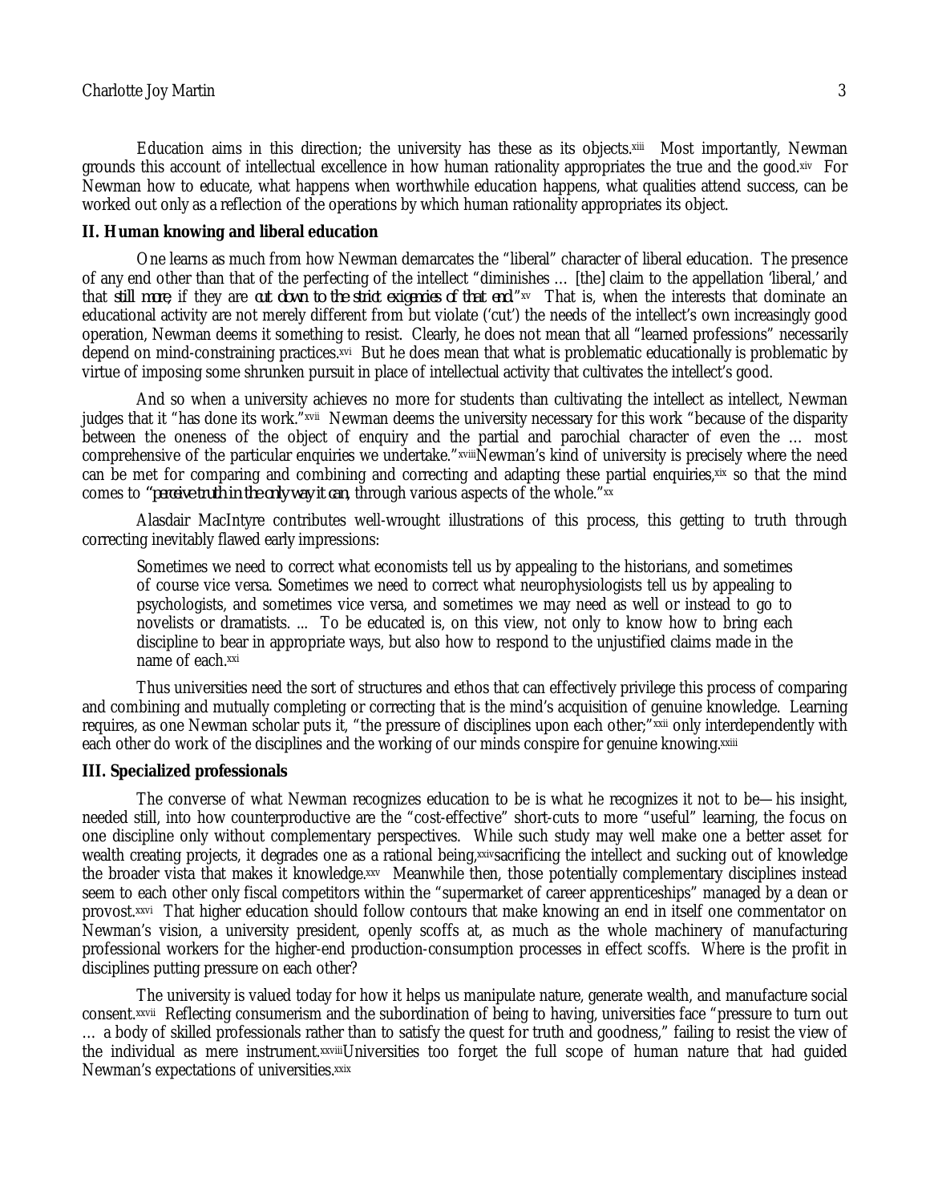Education aims in this direction; the university has these as its objects.[xiii] Most importantly, Newman grounds this account of intellectual excellence in how human rationality appropriates the true and the good.[xiv] For Newman how to educate, what happens when worthwhile education happens, what qualities attend success, can be worked out only as a reflection of the operations by which human rationality appropriates its object.

## II. Human knowing and liberal education

One learns as much from how Newman demarcates the "liberal" character of liberal education. The presence of any end other than that of the perfecting of the intellect "diminishes … [the] claim to the appellation 'liberal,' and that *still more*, if they are *cut down to the strict exigencies of that end*."[xv] That is, when the interests that dominate an educational activity are not merely different from but violate ('cut') the needs of the intellect's own increasingly good operation, Newman deems it something to resist. Clearly, he does not mean that all "learned professions" necessarily depend on mind-constraining practices.[xvi] But he does mean that what is problematic educationally is problematic by virtue of imposing some shrunken pursuit in place of intellectual activity that cultivates the intellect's good.

And so when a university achieves no more for students than cultivating the intellect as intellect, Newman judges that it "has done its work."[xvii] Newman deems the university necessary for this work "because of the disparity between the oneness of the object of enquiry and the partial and parochial character of even the … most comprehensive of the particular enquiries we undertake."[xviii] Newman's kind of university is precisely where the need can be met for comparing and combining and correcting and adapting these partial enquiries,[xix] so that the mind comes to "*perceive truth in the only way it can*, through various aspects of the whole."[xx]

Alasdair MacIntyre contributes well-wrought illustrations of this process, this getting to truth through correcting inevitably flawed early impressions:

> Sometimes we need to correct what economists tell us by appealing to the historians, and sometimes of course vice versa. Sometimes we need to correct what neurophysiologists tell us by appealing to psychologists, and sometimes vice versa, and sometimes we may need as well or instead to go to novelists or dramatists. ... To be educated is, on this view, not only to know how to bring each discipline to bear in appropriate ways, but also how to respond to the unjustified claims made in the name of each.[xxi]

Thus universities need the sort of structures and ethos that can effectively privilege this process of comparing and combining and mutually completing or correcting that is the mind's acquisition of genuine knowledge. Learning requires, as one Newman scholar puts it, "the pressure of disciplines upon each other;"[xxii] only interdependently with each other do work of the disciplines and the working of our minds conspire for genuine knowing.[xxiii]

## III. Specialized professionals

The converse of what Newman recognizes education to be is what he recognizes it not to be—his insight, needed still, into how counterproductive are the "cost-effective" short-cuts to more "useful" learning, the focus on one discipline only without complementary perspectives. While such study may well make one a better asset for wealth creating projects, it degrades one as a rational being,[xxiv] sacrificing the intellect and sucking out of knowledge the broader vista that makes it knowledge.[xxv] Meanwhile then, those potentially complementary disciplines instead seem to each other only fiscal competitors within the "supermarket of career apprenticeships" managed by a dean or provost.[xxvi] That higher education should follow contours that make knowing an end in itself one commentator on Newman's vision, a university president, openly scoffs at, as much as the whole machinery of manufacturing professional workers for the higher-end production-consumption processes in effect scoffs. Where is the profit in disciplines putting pressure on each other?

The university is valued today for how it helps us manipulate nature, generate wealth, and manufacture social consent.[xxvii] Reflecting consumerism and the subordination of being to having, universities face "pressure to turn out … a body of skilled professionals rather than to satisfy the quest for truth and goodness," failing to resist the view of the individual as mere instrument.[xxviii] Universities too forget the full scope of human nature that had guided Newman's expectations of universities.[xxix]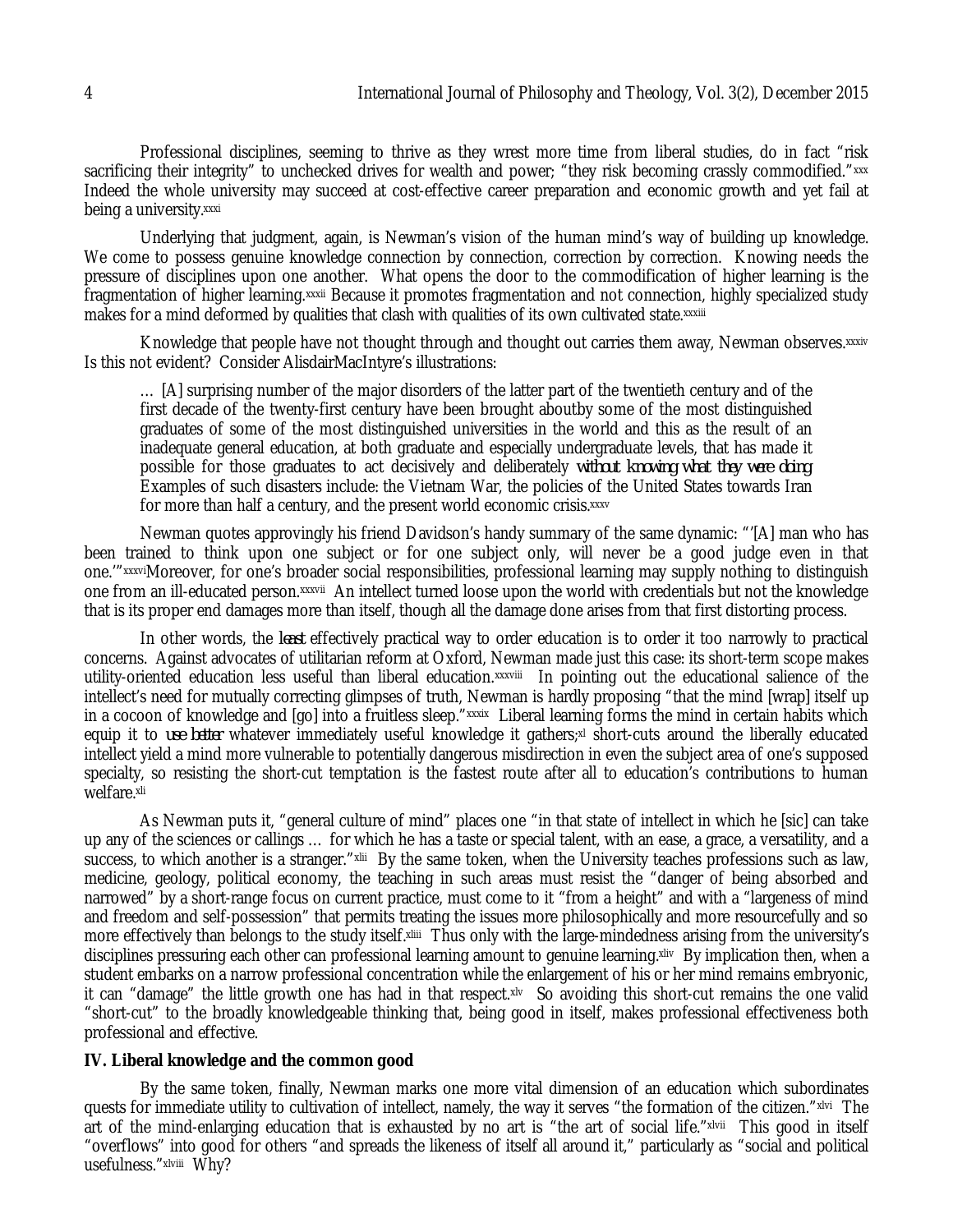Professional disciplines, seeming to thrive as they wrest more time from liberal studies, do in fact "risk sacrificing their integrity" to unchecked drives for wealth and power; "they risk becoming crassly commodified."[xxx] Indeed the whole university may succeed at cost-effective career preparation and economic growth and yet fail at being a university.[xxxi]

Underlying that judgment, again, is Newman's vision of the human mind's way of building up knowledge. We come to possess genuine knowledge connection by connection, correction by correction. Knowing needs the pressure of disciplines upon one another. What opens the door to the commodification of higher learning is the fragmentation of higher learning.[xxxii] Because it promotes fragmentation and not connection, highly specialized study makes for a mind deformed by qualities that clash with qualities of its own cultivated state.[xxxiii]

Knowledge that people have not thought through and thought out carries them away, Newman observes.[xxxiv] Is this not evident? Consider AlisdairMacIntyre's illustrations:

> … [A] surprising number of the major disorders of the latter part of the twentieth century and of the first decade of the twenty-first century have been brought aboutby some of the most distinguished graduates of some of the most distinguished universities in the world and this as the result of an inadequate general education, at both graduate and especially undergraduate levels, that has made it possible for those graduates to act decisively and deliberately *without knowing what they were doing*. Examples of such disasters include: the Vietnam War, the policies of the United States towards Iran for more than half a century, and the present world economic crisis.[xxxv]

Newman quotes approvingly his friend Davidson's handy summary of the same dynamic: "'[A] man who has been trained to think upon one subject or for one subject only, will never be a good judge even in that one.'"[xxxvi]Moreover, for one's broader social responsibilities, professional learning may supply nothing to distinguish one from an ill-educated person.[xxxvii] An intellect turned loose upon the world with credentials but not the knowledge that is its proper end damages more than itself, though all the damage done arises from that first distorting process.

In other words, the *least* effectively practical way to order education is to order it too narrowly to practical concerns. Against advocates of utilitarian reform at Oxford, Newman made just this case: its short-term scope makes utility-oriented education less useful than liberal education.[xxxviii] In pointing out the educational salience of the intellect's need for mutually correcting glimpses of truth, Newman is hardly proposing "that the mind [wrap] itself up in a cocoon of knowledge and [go] into a fruitless sleep."[xxxix] Liberal learning forms the mind in certain habits which equip it to *use better* whatever immediately useful knowledge it gathers;[xl] short-cuts around the liberally educated intellect yield a mind more vulnerable to potentially dangerous misdirection in even the subject area of one's supposed specialty, so resisting the short-cut temptation is the fastest route after all to education's contributions to human welfare.[xli]

As Newman puts it, "general culture of mind" places one "in that state of intellect in which he [sic] can take up any of the sciences or callings … for which he has a taste or special talent, with an ease, a grace, a versatility, and a success, to which another is a stranger."[xlii] By the same token, when the University teaches professions such as law, medicine, geology, political economy, the teaching in such areas must resist the "danger of being absorbed and narrowed" by a short-range focus on current practice, must come to it "from a height" and with a "largeness of mind and freedom and self-possession" that permits treating the issues more philosophically and more resourcefully and so more effectively than belongs to the study itself.[xliii] Thus only with the large-mindedness arising from the university's disciplines pressuring each other can professional learning amount to genuine learning.[xliv] By implication then, when a student embarks on a narrow professional concentration while the enlargement of his or her mind remains embryonic, it can "damage" the little growth one has had in that respect.[xlv] So avoiding this short-cut remains the one valid "short-cut" to the broadly knowledgeable thinking that, being good in itself, makes professional effectiveness both professional and effective.

## IV. Liberal knowledge and the common good

By the same token, finally, Newman marks one more vital dimension of an education which subordinates quests for immediate utility to cultivation of intellect, namely, the way it serves "the formation of the citizen."[xlvi] The art of the mind-enlarging education that is exhausted by no art is "the art of social life."[xlvii] This good in itself "overflows" into good for others "and spreads the likeness of itself all around it," particularly as "social and political usefulness."[xlviii] Why?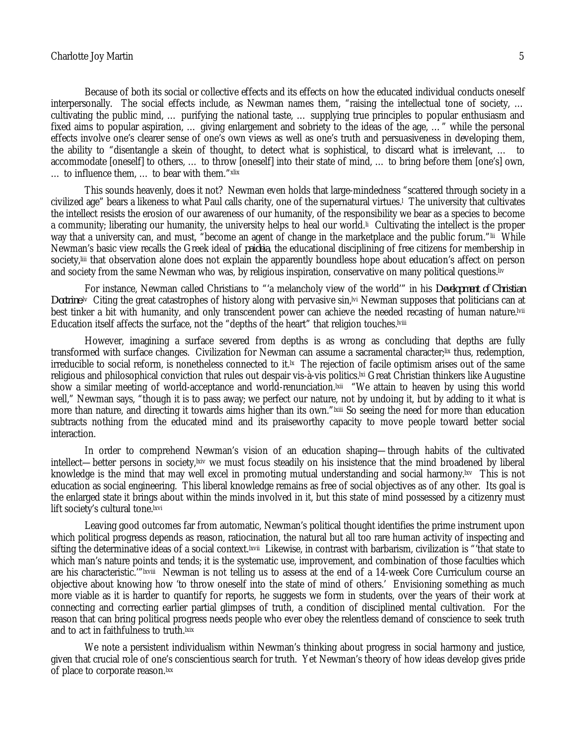Because of both its social or collective effects and its effects on how the educated individual conducts oneself interpersonally. The social effects include, as Newman names them, "raising the intellectual tone of society, … cultivating the public mind, … purifying the national taste, … supplying true principles to popular enthusiasm and fixed aims to popular aspiration, … giving enlargement and sobriety to the ideas of the age, … " while the personal effects involve one's clearer sense of one's own views as well as one's truth and persuasiveness in developing them, the ability to "disentangle a skein of thought, to detect what is sophistical, to discard what is irrelevant, … to accommodate [oneself] to others, … to throw [oneself] into their state of mind, … to bring before them [one's] own, … to influence them, … to bear with them."[xlix]

This sounds heavenly, does it not? Newman even holds that large-mindedness "scattered through society in a civilized age" bears a likeness to what Paul calls charity, one of the supernatural virtues.[l] The university that cultivates the intellect resists the erosion of our awareness of our humanity, of the responsibility we bear as a species to become a community; liberating our humanity, the university helps to heal our world.[li] Cultivating the intellect is the proper way that a university can, and must, "become an agent of change in the marketplace and the public forum."[lii] While Newman's basic view recalls the Greek ideal of *paideia*, the educational disciplining of free citizens for membership in society,[liii] that observation alone does not explain the apparently boundless hope about education's affect on person and society from the same Newman who was, by religious inspiration, conservative on many political questions.[liv]

For instance, Newman called Christians to "'a melancholy view of the world'" in his *Development of Christian Doctrine*[lv] Citing the great catastrophes of history along with pervasive sin,[lvi] Newman supposes that politicians can at best tinker a bit with humanity, and only transcendent power can achieve the needed recasting of human nature.[lvii] Education itself affects the surface, not the "depths of the heart" that religion touches.[lviii]

However, imagining a surface severed from depths is as wrong as concluding that depths are fully transformed with surface changes. Civilization for Newman can assume a sacramental character;[lix] thus, redemption, irreducible to social reform, is nonetheless connected to it.[lx] The rejection of facile optimism arises out of the same religious and philosophical conviction that rules out despair vis-à-vis politics.[lxi] Great Christian thinkers like Augustine show a similar meeting of world-acceptance and world-renunciation.[lxii] "We attain to heaven by using this world well," Newman says, "though it is to pass away; we perfect our nature, not by undoing it, but by adding to it what is more than nature, and directing it towards aims higher than its own."[lxiii] So seeing the need for more than education subtracts nothing from the educated mind and its praiseworthy capacity to move people toward better social interaction.

In order to comprehend Newman's vision of an education shaping—through habits of the cultivated intellect—better persons in society,[lxiv] we must focus steadily on his insistence that the mind broadened by liberal knowledge is the mind that may well excel in promoting mutual understanding and social harmony.[lxv] This is not education as social engineering. This liberal knowledge remains as free of social objectives as of any other. Its goal is the enlarged state it brings about within the minds involved in it, but this state of mind possessed by a citizenry must lift society's cultural tone.[lxvi]

Leaving good outcomes far from automatic, Newman's political thought identifies the prime instrument upon which political progress depends as reason, ratiocination, the natural but all too rare human activity of inspecting and sifting the determinative ideas of a social context.[lxvii] Likewise, in contrast with barbarism, civilization is "'that state to which man's nature points and tends; it is the systematic use, improvement, and combination of those faculties which are his characteristic.'"[lxviii] Newman is not telling us to assess at the end of a 14-week Core Curriculum course an objective about knowing how 'to throw oneself into the state of mind of others.' Envisioning something as much more viable as it is harder to quantify for reports, he suggests we form in students, over the years of their work at connecting and correcting earlier partial glimpses of truth, a condition of disciplined mental cultivation. For the reason that can bring political progress needs people who ever obey the relentless demand of conscience to seek truth and to act in faithfulness to truth.[lxix]

We note a persistent individualism within Newman's thinking about progress in social harmony and justice, given that crucial role of one's conscientious search for truth. Yet Newman's theory of how ideas develop gives pride of place to corporate reason.[lxx]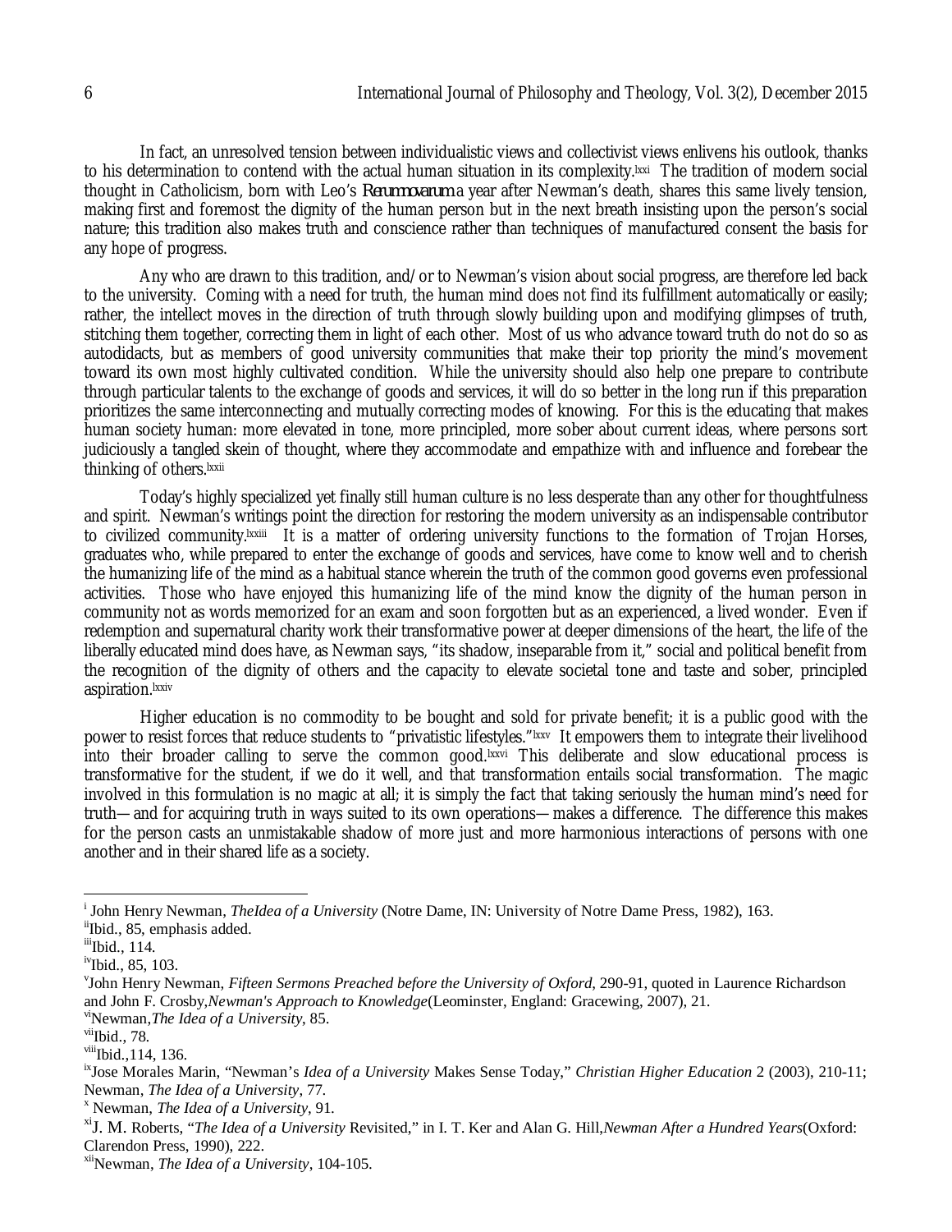In fact, an unresolved tension between individualistic views and collectivist views enlivens his outlook, thanks to his determination to contend with the actual human situation in its complexity.[lxxi] The tradition of modern social thought in Catholicism, born with Leo's *Rerumnovarum* a year after Newman's death, shares this same lively tension, making first and foremost the dignity of the human person but in the next breath insisting upon the person's social nature; this tradition also makes truth and conscience rather than techniques of manufactured consent the basis for any hope of progress.

Any who are drawn to this tradition, and/or to Newman's vision about social progress, are therefore led back to the university. Coming with a need for truth, the human mind does not find its fulfillment automatically or easily; rather, the intellect moves in the direction of truth through slowly building upon and modifying glimpses of truth, stitching them together, correcting them in light of each other. Most of us who advance toward truth do not do so as autodidacts, but as members of good university communities that make their top priority the mind's movement toward its own most highly cultivated condition. While the university should also help one prepare to contribute through particular talents to the exchange of goods and services, it will do so better in the long run if this preparation prioritizes the same interconnecting and mutually correcting modes of knowing. For this is the educating that makes human society human: more elevated in tone, more principled, more sober about current ideas, where persons sort judiciously a tangled skein of thought, where they accommodate and empathize with and influence and forebear the thinking of others.[lxxii]

Today's highly specialized yet finally still human culture is no less desperate than any other for thoughtfulness and spirit. Newman's writings point the direction for restoring the modern university as an indispensable contributor to civilized community.[lxxiii] It is a matter of ordering university functions to the formation of Trojan Horses, graduates who, while prepared to enter the exchange of goods and services, have come to know well and to cherish the humanizing life of the mind as a habitual stance wherein the truth of the common good governs even professional activities. Those who have enjoyed this humanizing life of the mind know the dignity of the human person in community not as words memorized for an exam and soon forgotten but as an experienced, a lived wonder. Even if redemption and supernatural charity work their transformative power at deeper dimensions of the heart, the life of the liberally educated mind does have, as Newman says, "its shadow, inseparable from it," social and political benefit from the recognition of the dignity of others and the capacity to elevate societal tone and taste and sober, principled aspiration.[lxxiv]

Higher education is no commodity to be bought and sold for private benefit; it is a public good with the power to resist forces that reduce students to "privatistic lifestyles."[lxxv] It empowers them to integrate their livelihood into their broader calling to serve the common good.[lxxvi] This deliberate and slow educational process is transformative for the student, if we do it well, and that transformation entails social transformation. The magic involved in this formulation is no magic at all; it is simply the fact that taking seriously the human mind's need for truth—and for acquiring truth in ways suited to its own operations—makes a difference. The difference this makes for the person casts an unmistakable shadow of more just and more harmonious interactions of persons with one another and in their shared life as a society.

---

[i] John Henry Newman, *TheIdea of a University* (Notre Dame, IN: University of Notre Dame Press, 1982), 163.

[ii] Ibid., 85, emphasis added.

[iii] Ibid., 114.

[iv] Ibid., 85, 103.

[v] John Henry Newman, *Fifteen Sermons Preached before the University of Oxford*, 290-91, quoted in Laurence Richardson and John F. Crosby,*Newman's Approach to Knowledge*(Leominster, England: Gracewing, 2007), 21.

[vi] Newman,*The Idea of a University*, 85.

[vii] Ibid., 78.

[viii] Ibid.,114, 136.

[ix] Jose Morales Marin, "Newman's *Idea of a University* Makes Sense Today," *Christian Higher Education* 2 (2003), 210-11; Newman, *The Idea of a University*, 77.

[x] Newman, *The Idea of a University*, 91.

[xi] J. M. Roberts, "*The Idea of a University* Revisited," in I. T. Ker and Alan G. Hill,*Newman After a Hundred Years*(Oxford: Clarendon Press, 1990), 222.

[xii] Newman, *The Idea of a University*, 104-105.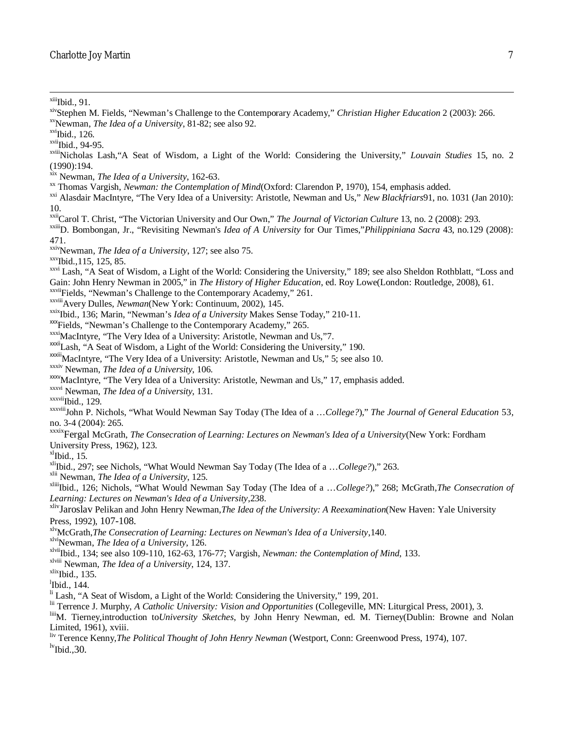[xiii]Ibid., 91.

[xiv]Stephen M. Fields, "Newman's Challenge to the Contemporary Academy," *Christian Higher Education* 2 (2003): 266.

[xv]Newman, *The Idea of a University*, 81-82; see also 92.

[xvi]Ibid., 126.

[xvii]Ibid., 94-95.

[xviii]Nicholas Lash,"A Seat of Wisdom, a Light of the World: Considering the University," *Louvain Studies* 15, no. 2 (1990):194.

[xix] Newman, *The Idea of a University*, 162-63.

[xx] Thomas Vargish, *Newman: the Contemplation of Mind*(Oxford: Clarendon P, 1970), 154, emphasis added.

[xxi] Alasdair MacIntyre, "The Very Idea of a University: Aristotle, Newman and Us," *New Blackfriars*91, no. 1031 (Jan 2010): 10.

[xxii]Carol T. Christ, "The Victorian University and Our Own," *The Journal of Victorian Culture* 13, no. 2 (2008): 293.

[xxiii]D. Bombongan, Jr., "Revisiting Newman's *Idea of A University* for Our Times,"*Philippiniana Sacra* 43, no.129 (2008): 471.

[xxiv]Newman, *The Idea of a University*, 127; see also 75.

[xxv]Ibid.,115, 125, 85.

[xxvi] Lash, "A Seat of Wisdom, a Light of the World: Considering the University," 189; see also Sheldon Rothblatt, "Loss and Gain: John Henry Newman in 2005," in *The History of Higher Education*, ed. Roy Lowe(London: Routledge, 2008), 61.

[xxvii]Fields, "Newman's Challenge to the Contemporary Academy," 261.

[xxviii]Avery Dulles, *Newman*(New York: Continuum, 2002), 145.

[xxix]Ibid., 136; Marin, "Newman's *Idea of a University* Makes Sense Today," 210-11.

[xxx]Fields, "Newman's Challenge to the Contemporary Academy," 265.

[xxxi]MacIntyre, "The Very Idea of a University: Aristotle, Newman and Us,"7.

[xxxii]Lash, "A Seat of Wisdom, a Light of the World: Considering the University," 190.

[xxxiii]MacIntyre, "The Very Idea of a University: Aristotle, Newman and Us," 5; see also 10.

[xxxiv] Newman, *The Idea of a University*, 106.

[xxxv]MacIntyre, "The Very Idea of a University: Aristotle, Newman and Us," 17, emphasis added.

[xxxvi] Newman, *The Idea of a University*, 131.

[xxxvii]Ibid., 129.

[xxxviii]John P. Nichols, "What Would Newman Say Today (The Idea of a …*College?*)," *The Journal of General Education* 53, no. 3-4 (2004): 265.

[xxxix]Fergal McGrath, *The Consecration of Learning: Lectures on Newman's Idea of a University*(New York: Fordham University Press, 1962), 123.

[xl]Ibid., 15.

[xli]Ibid., 297; see Nichols, "What Would Newman Say Today (The Idea of a …*College?*)," 263.

[xlii] Newman, *The Idea of a University*, 125.

[xliii]Ibid., 126; Nichols, "What Would Newman Say Today (The Idea of a …*College?*)," 268; McGrath,*The Consecration of Learning: Lectures on Newman's Idea of a University*,238.

[xliv]Jaroslav Pelikan and John Henry Newman,*The Idea of the University: A Reexamination*(New Haven: Yale University Press, 1992), 107-108.

[xlv]McGrath,*The Consecration of Learning: Lectures on Newman's Idea of a University*,140.

[xlvi]Newman, *The Idea of a University*, 126.

[xlvii]Ibid., 134; see also 109-110, 162-63, 176-77; Vargish, *Newman: the Contemplation of Mind*, 133.

[xlviii] Newman, *The Idea of a University*, 124, 137.

[xlix]Ibid., 135.

[l]Ibid., 144.

[li] Lash, "A Seat of Wisdom, a Light of the World: Considering the University," 199, 201.

[lii] Terrence J. Murphy, *A Catholic University: Vision and Opportunities* (Collegeville, MN: Liturgical Press, 2001), 3.

[liii]M. Tierney,introduction to*University Sketches*, by John Henry Newman, ed. M. Tierney(Dublin: Browne and Nolan Limited, 1961), xviii.

[liv] Terence Kenny,*The Political Thought of John Henry Newman* (Westport, Conn: Greenwood Press, 1974), 107.

[lv]Ibid.,30.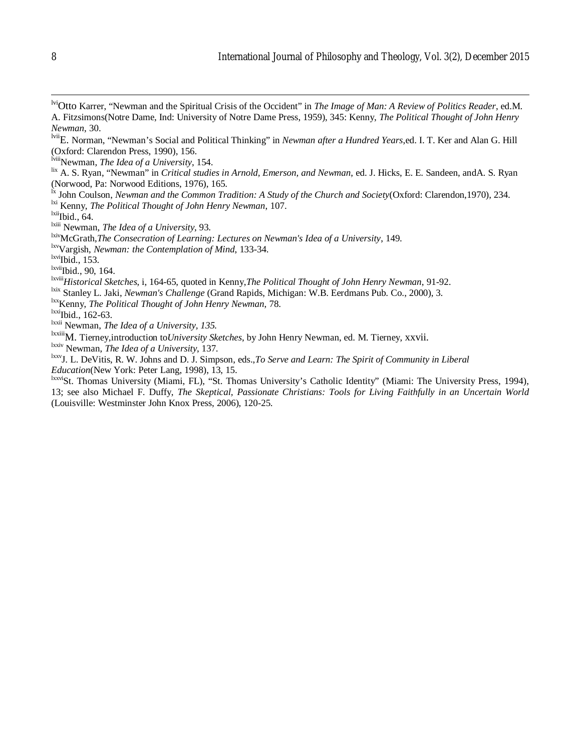[lvi]Otto Karrer, "Newman and the Spiritual Crisis of the Occident" in *The Image of Man: A Review of Politics Reader*, ed.M. A. Fitzsimons(Notre Dame, Ind: University of Notre Dame Press, 1959), 345: Kenny, *The Political Thought of John Henry Newman*, 30.

[lvii]E. Norman, "Newman's Social and Political Thinking" in *Newman after a Hundred Years*,ed. I. T. Ker and Alan G. Hill (Oxford: Clarendon Press, 1990), 156.

[lviii]Newman, *The Idea of a University*, 154.

[lix] A. S. Ryan, "Newman" in *Critical studies in Arnold, Emerson, and Newman*, ed. J. Hicks, E. E. Sandeen, andA. S. Ryan (Norwood, Pa: Norwood Editions, 1976), 165.

[lx] John Coulson, *Newman and the Common Tradition: A Study of the Church and Society*(Oxford: Clarendon,1970), 234.

[lxi] Kenny, *The Political Thought of John Henry Newman*, 107.

[lxii]Ibid., 64.

[lxiii] Newman, *The Idea of a University*, 93.

[lxiv]McGrath,*The Consecration of Learning: Lectures on Newman's Idea of a University*, 149.

[lxv]Vargish, *Newman: the Contemplation of Mind*, 133-34.

[lxvi]Ibid., 153.

[lxvii]Ibid., 90, 164.

[lxviii]*Historical Sketches*, i, 164-65, quoted in Kenny,*The Political Thought of John Henry Newman*, 91-92.

[lxix] Stanley L. Jaki, *Newman's Challenge* (Grand Rapids, Michigan: W.B. Eerdmans Pub. Co., 2000), 3.

[lxx]Kenny, *The Political Thought of John Henry Newman*, 78.

[lxxi]Ibid., 162-63.

[lxxii] Newman, *The Idea of a University, 135.*

[lxxiii]M. Tierney,introduction to*University Sketches*, by John Henry Newman, ed. M. Tierney, xxvii.

[lxxiv] Newman, *The Idea of a University*, 137.

[lxxv]J. L. DeVitis, R. W. Johns and D. J. Simpson, eds.,*To Serve and Learn: The Spirit of Community in Liberal Education*(New York: Peter Lang, 1998), 13, 15.

[lxxvi]St. Thomas University (Miami, FL), "St. Thomas University's Catholic Identity" (Miami: The University Press, 1994), 13; see also Michael F. Duffy, *The Skeptical, Passionate Christians: Tools for Living Faithfully in an Uncertain World* (Louisville: Westminster John Knox Press, 2006), 120-25.